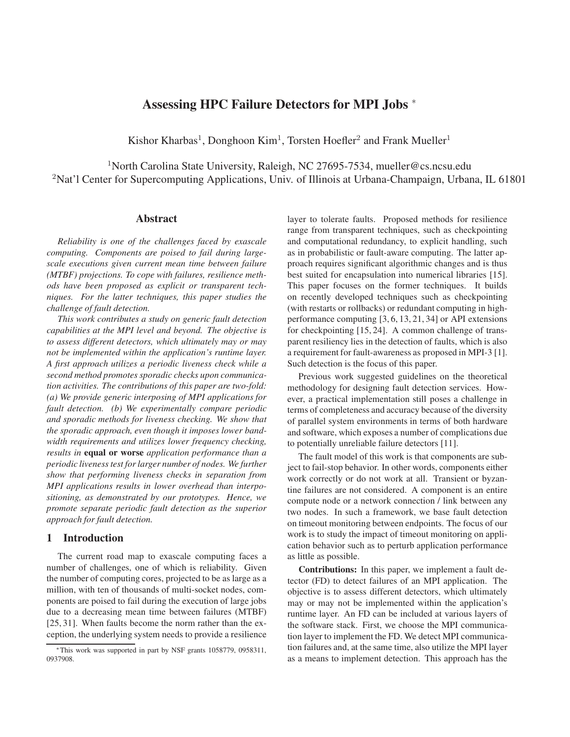# Assessing HPC Failure Detectors for MPI Jobs *

Kishor Kharbas[1], Donghoon Kim[1], Torsten Hoefler[2] and Frank Mueller[1]

[1]North Carolina State University, Raleigh, NC 27695-7534, mueller@cs.ncsu.edu
[2]Nat'l Center for Supercomputing Applications, Univ. of Illinois at Urbana-Champaign, Urbana, IL 61801

## Abstract

*Reliability is one of the challenges faced by exascale computing. Components are poised to fail during large-scale executions given current mean time between failure (MTBF) projections. To cope with failures, resilience methods have been proposed as explicit or transparent techniques. For the latter techniques, this paper studies the challenge of fault detection.*

*This work contributes a study on generic fault detection capabilities at the MPI level and beyond. The objective is to assess different detectors, which ultimately may or may not be implemented within the application's runtime layer. A first approach utilizes a periodic liveness check while a second method promotes sporadic checks upon communication activities. The contributions of this paper are two-fold: (a) We provide generic interposing of MPI applications for fault detection. (b) We experimentally compare periodic and sporadic methods for liveness checking. We show that the sporadic approach, even though it imposes lower bandwidth requirements and utilizes lower frequency checking, results in* **equal or worse** *application performance than a periodic liveness test for larger number of nodes. We further show that performing liveness checks in separation from MPI applications results in lower overhead than interpositioning, as demonstrated by our prototypes. Hence, we promote separate periodic fault detection as the superior approach for fault detection.*

## 1 Introduction

The current road map to exascale computing faces a number of challenges, one of which is reliability. Given the number of computing cores, projected to be as large as a million, with ten of thousands of multi-socket nodes, components are poised to fail during the execution of large jobs due to a decreasing mean time between failures (MTBF) [25, 31]. When faults become the norm rather than the exception, the underlying system needs to provide a resilience layer to tolerate faults. Proposed methods for resilience range from transparent techniques, such as checkpointing and computational redundancy, to explicit handling, such as in probabilistic or fault-aware computing. The latter approach requires significant algorithmic changes and is thus best suited for encapsulation into numerical libraries [15]. This paper focuses on the former techniques. It builds on recently developed techniques such as checkpointing (with restarts or rollbacks) or redundant computing in high-performance computing [3, 6, 13, 21, 34] or API extensions for checkpointing [15, 24]. A common challenge of transparent resiliency lies in the detection of faults, which is also a requirement for fault-awareness as proposed in MPI-3 [1]. Such detection is the focus of this paper.

Previous work suggested guidelines on the theoretical methodology for designing fault detection services. However, a practical implementation still poses a challenge in terms of completeness and accuracy because of the diversity of parallel system environments in terms of both hardware and software, which exposes a number of complications due to potentially unreliable failure detectors [11].

The fault model of this work is that components are subject to fail-stop behavior. In other words, components either work correctly or do not work at all. Transient or byzantine failures are not considered. A component is an entire compute node or a network connection / link between any two nodes. In such a framework, we base fault detection on timeout monitoring between endpoints. The focus of our work is to study the impact of timeout monitoring on application behavior such as to perturb application performance as little as possible.

**Contributions:** In this paper, we implement a fault detector (FD) to detect failures of an MPI application. The objective is to assess different detectors, which ultimately may or may not be implemented within the application's runtime layer. An FD can be included at various layers of the software stack. First, we choose the MPI communication layer to implement the FD. We detect MPI communication failures and, at the same time, also utilize the MPI layer as a means to implement detection. This approach has the

*This work was supported in part by NSF grants 1058779, 0958311, 0937908.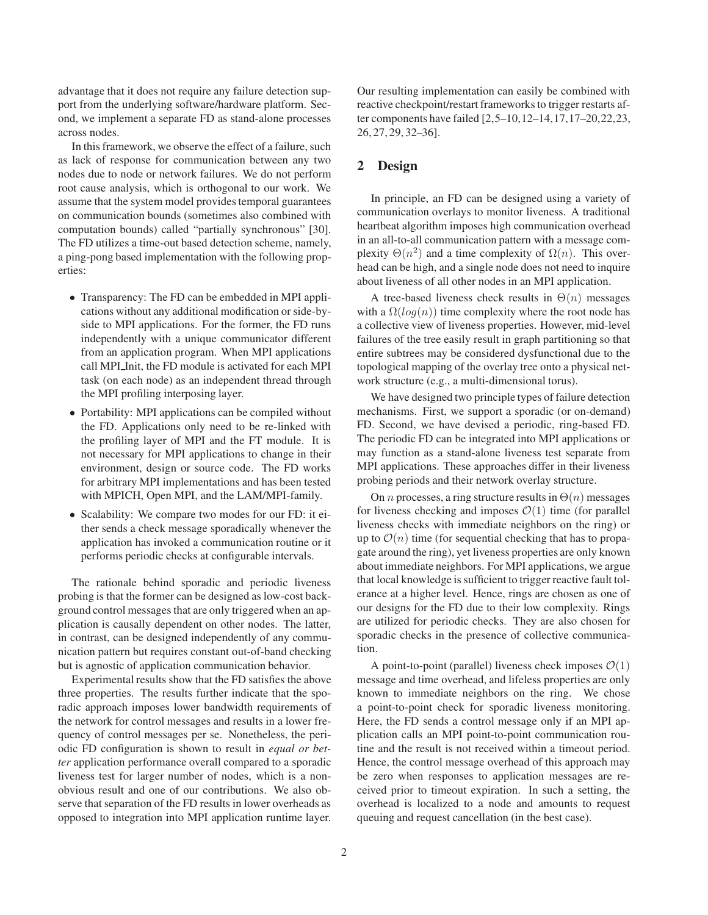advantage that it does not require any failure detection support from the underlying software/hardware platform. Second, we implement a separate FD as stand-alone processes across nodes.

In this framework, we observe the effect of a failure, such as lack of response for communication between any two nodes due to node or network failures. We do not perform root cause analysis, which is orthogonal to our work. We assume that the system model provides temporal guarantees on communication bounds (sometimes also combined with computation bounds) called "partially synchronous" [30]. The FD utilizes a time-out based detection scheme, namely, a ping-pong based implementation with the following properties:

- Transparency: The FD can be embedded in MPI applications without any additional modification or side-by-side to MPI applications. For the former, the FD runs independently with a unique communicator different from an application program. When MPI applications call MPI_Init, the FD module is activated for each MPI task (on each node) as an independent thread through the MPI profiling interposing layer.
- Portability: MPI applications can be compiled without the FD. Applications only need to be re-linked with the profiling layer of MPI and the FT module. It is not necessary for MPI applications to change in their environment, design or source code. The FD works for arbitrary MPI implementations and has been tested with MPICH, Open MPI, and the LAM/MPI-family.
- Scalability: We compare two modes for our FD: it either sends a check message sporadically whenever the application has invoked a communication routine or it performs periodic checks at configurable intervals.

The rationale behind sporadic and periodic liveness probing is that the former can be designed as low-cost background control messages that are only triggered when an application is causally dependent on other nodes. The latter, in contrast, can be designed independently of any communication pattern but requires constant out-of-band checking but is agnostic of application communication behavior.

Experimental results show that the FD satisfies the above three properties. The results further indicate that the sporadic approach imposes lower bandwidth requirements of the network for control messages and results in a lower frequency of control messages per se. Nonetheless, the periodic FD configuration is shown to result in *equal or better* application performance overall compared to a sporadic liveness test for larger number of nodes, which is a non-obvious result and one of our contributions. We also observe that separation of the FD results in lower overheads as opposed to integration into MPI application runtime layer. Our resulting implementation can easily be combined with reactive checkpoint/restart frameworks to trigger restarts after components have failed [2,5–10,12–14,17,17–20,22,23, 26,27,29,32–36].

## 2 Design

In principle, an FD can be designed using a variety of communication overlays to monitor liveness. A traditional heartbeat algorithm imposes high communication overhead in an all-to-all communication pattern with a message complexity $\Theta(n^2)$ and a time complexity of $\Omega(n)$. This overhead can be high, and a single node does not need to inquire about liveness of all other nodes in an MPI application.

A tree-based liveness check results in $\Theta(n)$ messages with a $\Omega(log(n))$ time complexity where the root node has a collective view of liveness properties. However, mid-level failures of the tree easily result in graph partitioning so that entire subtrees may be considered dysfunctional due to the topological mapping of the overlay tree onto a physical network structure (e.g., a multi-dimensional torus).

We have designed two principle types of failure detection mechanisms. First, we support a sporadic (or on-demand) FD. Second, we have devised a periodic, ring-based FD. The periodic FD can be integrated into MPI applications or may function as a stand-alone liveness test separate from MPI applications. These approaches differ in their liveness probing periods and their network overlay structure.

On $n$ processes, a ring structure results in $\Theta(n)$ messages for liveness checking and imposes $\mathcal{O}(1)$ time (for parallel liveness checks with immediate neighbors on the ring) or up to $\mathcal{O}(n)$ time (for sequential checking that has to propagate around the ring), yet liveness properties are only known about immediate neighbors. For MPI applications, we argue that local knowledge is sufficient to trigger reactive fault tolerance at a higher level. Hence, rings are chosen as one of our designs for the FD due to their low complexity. Rings are utilized for periodic checks. They are also chosen for sporadic checks in the presence of collective communication.

A point-to-point (parallel) liveness check imposes $\mathcal{O}(1)$ message and time overhead, and lifeless properties are only known to immediate neighbors on the ring. We chose a point-to-point check for sporadic liveness monitoring. Here, the FD sends a control message only if an MPI application calls an MPI point-to-point communication routine and the result is not received within a timeout period. Hence, the control message overhead of this approach may be zero when responses to application messages are received prior to timeout expiration. In such a setting, the overhead is localized to a node and amounts to request queuing and request cancellation (in the best case).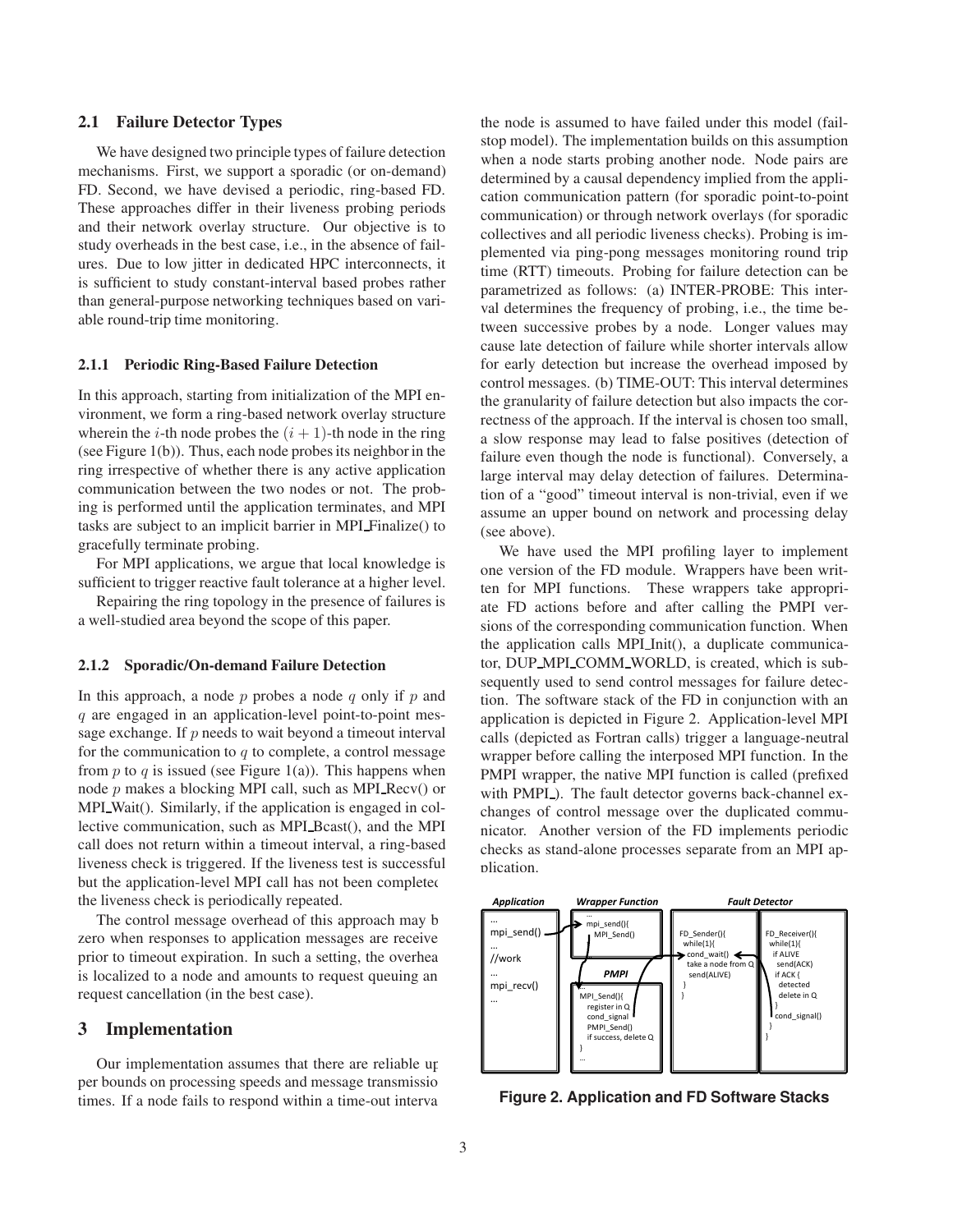### 2.1 Failure Detector Types

We have designed two principle types of failure detection mechanisms. First, we support a sporadic (or on-demand) FD. Second, we have devised a periodic, ring-based FD. These approaches differ in their liveness probing periods and their network overlay structure. Our objective is to study overheads in the best case, i.e., in the absence of failures. Due to low jitter in dedicated HPC interconnects, it is sufficient to study constant-interval based probes rather than general-purpose networking techniques based on variable round-trip time monitoring.

#### 2.1.1 Periodic Ring-Based Failure Detection

In this approach, starting from initialization of the MPI environment, we form a ring-based network overlay structure wherein the $i$-th node probes the $(i+1)$-th node in the ring (see Figure 1(b)). Thus, each node probes its neighbor in the ring irrespective of whether there is any active application communication between the two nodes or not. The probing is performed until the application terminates, and MPI tasks are subject to an implicit barrier in MPI_Finalize() to gracefully terminate probing.

For MPI applications, we argue that local knowledge is sufficient to trigger reactive fault tolerance at a higher level.

Repairing the ring topology in the presence of failures is a well-studied area beyond the scope of this paper.

#### 2.1.2 Sporadic/On-demand Failure Detection

In this approach, a node $p$ probes a node $q$ only if $p$ and $q$ are engaged in an application-level point-to-point message exchange. If $p$ needs to wait beyond a timeout interval for the communication to $q$ to complete, a control message from $p$ to $q$ is issued (see Figure 1(a)). This happens when node $p$ makes a blocking MPI call, such as MPI_Recv() or MPI_Wait(). Similarly, if the application is engaged in collective communication, such as MPI_Bcast(), and the MPI call does not return within a timeout interval, a ring-based liveness check is triggered. If the liveness test is successful but the application-level MPI call has not been completed the liveness check is periodically repeated.

The control message overhead of this approach may be zero when responses to application messages are received prior to timeout expiration. In such a setting, the overhead is localized to a node and amounts to request queuing and request cancellation (in the best case).

## 3 Implementation

Our implementation assumes that there are reliable upper bounds on processing speeds and message transmission times. If a node fails to respond within a time-out interval the node is assumed to have failed under this model (fail-stop model). The implementation builds on this assumption when a node starts probing another node. Node pairs are determined by a causal dependency implied from the application communication pattern (for sporadic point-to-point communication) or through network overlays (for sporadic collectives and all periodic liveness checks). Probing is implemented via ping-pong messages monitoring round trip time (RTT) timeouts. Probing for failure detection can be parametrized as follows: (a) INTER-PROBE: This interval determines the frequency of probing, i.e., the time between successive probes by a node. Longer values may cause late detection of failure while shorter intervals allow for early detection but increase the overhead imposed by control messages. (b) TIME-OUT: This interval determines the granularity of failure detection but also impacts the correctness of the approach. If the interval is chosen too small, a slow response may lead to false positives (detection of failure even though the node is functional). Conversely, a large interval may delay detection of failures. Determination of a "good" timeout interval is non-trivial, even if we assume an upper bound on network and processing delay (see above).

We have used the MPI profiling layer to implement one version of the FD module. Wrappers have been written for MPI functions. These wrappers take appropriate FD actions before and after calling the PMPI versions of the corresponding communication function. When the application calls MPI_Init(), a duplicate communicator, DUP_MPI_COMM_WORLD, is created, which is subsequently used to send control messages for failure detection. The software stack of the FD in conjunction with an application is depicted in Figure 2. Application-level MPI calls (depicted as Fortran calls) trigger a language-neutral wrapper before calling the interposed MPI function. In the PMPI wrapper, the native MPI function is called (prefixed with PMPI_). The fault detector governs back-channel exchanges of control message over the duplicated communicator. Another version of the FD implements periodic checks as stand-alone processes separate from an MPI application.

| Application | Wrapper Function | Fault Detector | |
|---|---|---|---|
| ...<br>mpi_send()<br>...<br>//work<br>...<br>mpi_recv()<br>... | ...<br>mpi_send(){<br>MPI_Send()<br><br>**PMPI**<br>...<br>MPI_Send(){<br>register in Q<br>cond_signal<br>PMPI_Send()<br>if success, delete Q<br>}<br>... | FD_Sender(){<br>while(1){<br>cond_wait()<br>take a node from Q<br>send(ALIVE)<br>}<br>} | FD_Receiver(){<br>while(1){<br>if ALIVE<br>send(ACK)<br>if ACK {<br>detected<br>delete in Q<br>}<br>cond_signal()<br>}<br>} |

**Figure 2. Application and FD Software Stacks**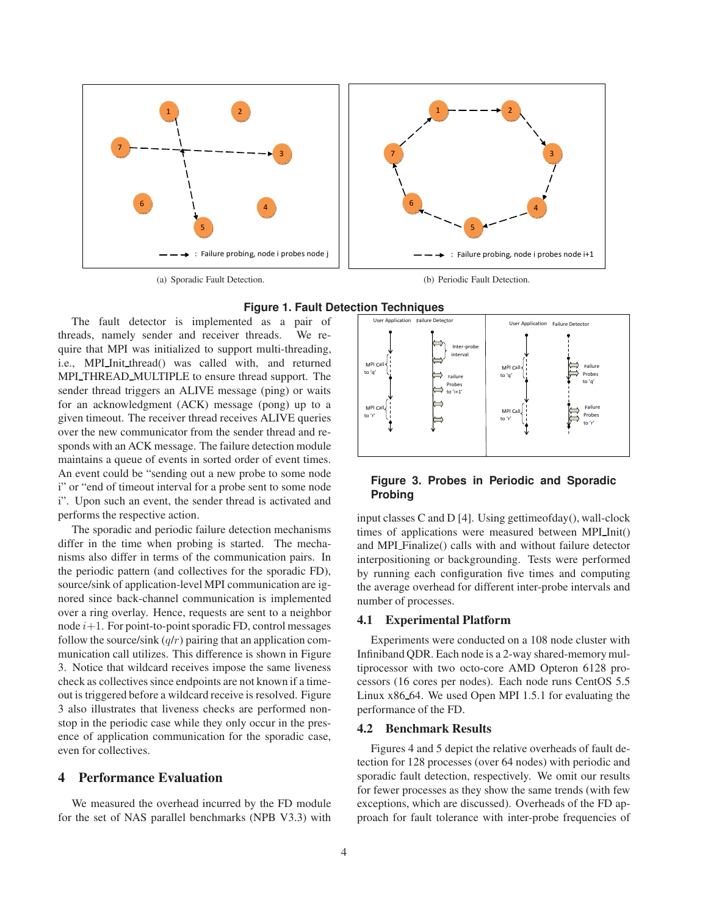(a) Sporadic Fault Detection.

(b) Periodic Fault Detection.

**Figure 1. Fault Detection Techniques**

The fault detector is implemented as a pair of threads, namely sender and receiver threads. We require that MPI was initialized to support multi-threading, i.e., MPI_Init_thread() was called with, and returned MPI_THREAD_MULTIPLE to ensure thread support. The sender thread triggers an ALIVE message (ping) or waits for an acknowledgment (ACK) message (pong) up to a given timeout. The receiver thread receives ALIVE queries over the new communicator from the sender thread and responds with an ACK message. The failure detection module maintains a queue of events in sorted order of event times. An event could be "sending out a new probe to some node i" or "end of timeout interval for a probe sent to some node i". Upon such an event, the sender thread is activated and performs the respective action.

The sporadic and periodic failure detection mechanisms differ in the time when probing is started. The mechanisms also differ in terms of the communication pairs. In the periodic pattern (and collectives for the sporadic FD), source/sink of application-level MPI communication are ignored since back-channel communication is implemented over a ring overlay. Hence, requests are sent to a neighbor node $i+1$. For point-to-point sporadic FD, control messages follow the source/sink ($q$/$r$) pairing that an application communication call utilizes. This difference is shown in Figure 3. Notice that wildcard receives impose the same liveness check as collectives since endpoints are not known if a timeout is triggered before a wildcard receive is resolved. Figure 3 also illustrates that liveness checks are performed nonstop in the periodic case while they only occur in the presence of application communication for the sporadic case, even for collectives.

## 4 Performance Evaluation

We measured the overhead incurred by the FD module for the set of NAS parallel benchmarks (NPB V3.3) with input classes C and D [4]. Using gettimeofday(), wall-clock times of applications were measured between MPI_Init() and MPI_Finalize() calls with and without failure detector interpositioning or backgrounding. Tests were performed by running each configuration five times and computing the average overhead for different inter-probe intervals and number of processes.

**Figure 3. Probes in Periodic and Sporadic Probing**

### 4.1 Experimental Platform

Experiments were conducted on a 108 node cluster with Infiniband QDR. Each node is a 2-way shared-memory multiprocessor with two octo-core AMD Opteron 6128 processors (16 cores per nodes). Each node runs CentOS 5.5 Linux x86_64. We used Open MPI 1.5.1 for evaluating the performance of the FD.

### 4.2 Benchmark Results

Figures 4 and 5 depict the relative overheads of fault detection for 128 processes (over 64 nodes) with periodic and sporadic fault detection, respectively. We omit our results for fewer processes as they show the same trends (with few exceptions, which are discussed). Overheads of the FD approach for fault tolerance with inter-probe frequencies of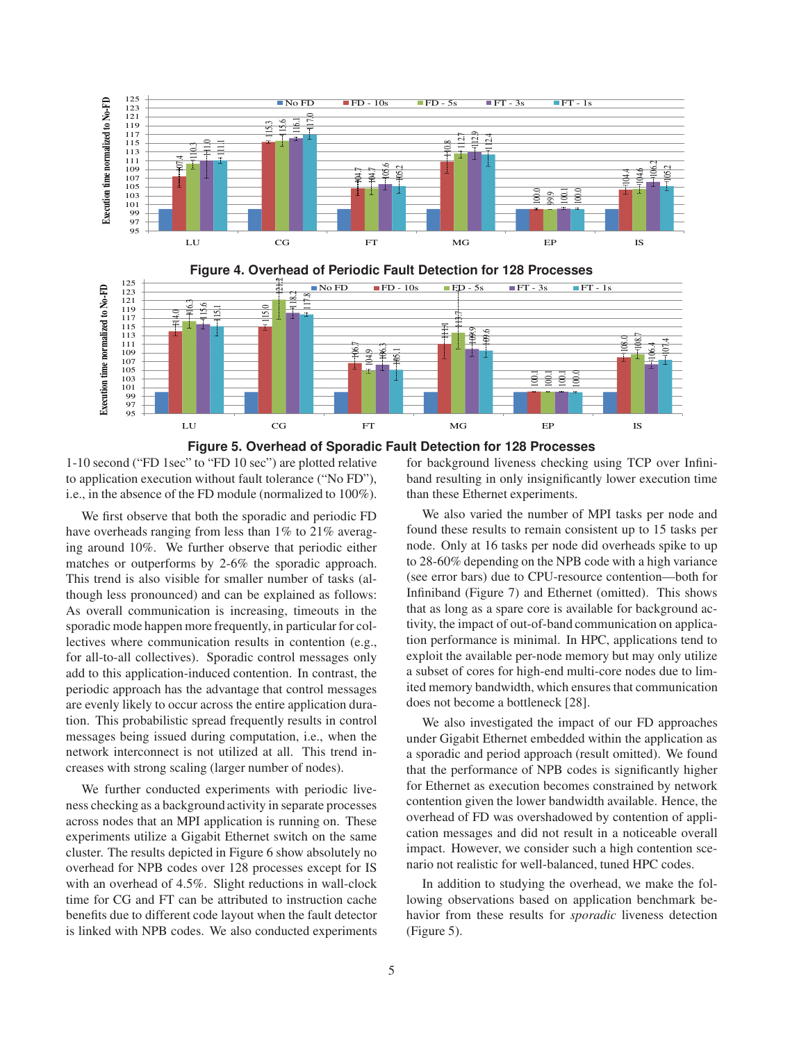**Figure 4. Overhead of Periodic Fault Detection for 128 Processes**

**Figure 5. Overhead of Sporadic Fault Detection for 128 Processes**

1-10 second ("FD 1sec" to "FD 10 sec") are plotted relative to application execution without fault tolerance ("No FD"), i.e., in the absence of the FD module (normalized to 100%).

We first observe that both the sporadic and periodic FD have overheads ranging from less than 1% to 21% averaging around 10%. We further observe that periodic either matches or outperforms by 2-6% the sporadic approach. This trend is also visible for smaller number of tasks (although less pronounced) and can be explained as follows: As overall communication is increasing, timeouts in the sporadic mode happen more frequently, in particular for collectives where communication results in contention (e.g., for all-to-all collectives). Sporadic control messages only add to this application-induced contention. In contrast, the periodic approach has the advantage that control messages are evenly likely to occur across the entire application duration. This probabilistic spread frequently results in control messages being issued during computation, i.e., when the network interconnect is not utilized at all. This trend increases with strong scaling (larger number of nodes).

We further conducted experiments with periodic liveness checking as a background activity in separate processes across nodes that an MPI application is running on. These experiments utilize a Gigabit Ethernet switch on the same cluster. The results depicted in Figure 6 show absolutely no overhead for NPB codes over 128 processes except for IS with an overhead of 4.5%. Slight reductions in wall-clock time for CG and FT can be attributed to instruction cache benefits due to different code layout when the fault detector is linked with NPB codes. We also conducted experiments for background liveness checking using TCP over Infiniband resulting in only insignificantly lower execution time than these Ethernet experiments.

We also varied the number of MPI tasks per node and found these results to remain consistent up to 15 tasks per node. Only at 16 tasks per node did overheads spike to up to 28-60% depending on the NPB code with a high variance (see error bars) due to CPU-resource contention—both for Infiniband (Figure 7) and Ethernet (omitted). This shows that as long as a spare core is available for background activity, the impact of out-of-band communication on application performance is minimal. In HPC, applications tend to exploit the available per-node memory but may only utilize a subset of cores for high-end multi-core nodes due to limited memory bandwidth, which ensures that communication does not become a bottleneck [28].

We also investigated the impact of our FD approaches under Gigabit Ethernet embedded within the application as a sporadic and period approach (result omitted). We found that the performance of NPB codes is significantly higher for Ethernet as execution becomes constrained by network contention given the lower bandwidth available. Hence, the overhead of FD was overshadowed by contention of application messages and did not result in a noticeable overall impact. However, we consider such a high contention scenario not realistic for well-balanced, tuned HPC codes.

In addition to studying the overhead, we make the following observations based on application benchmark behavior from these results for *sporadic* liveness detection (Figure 5).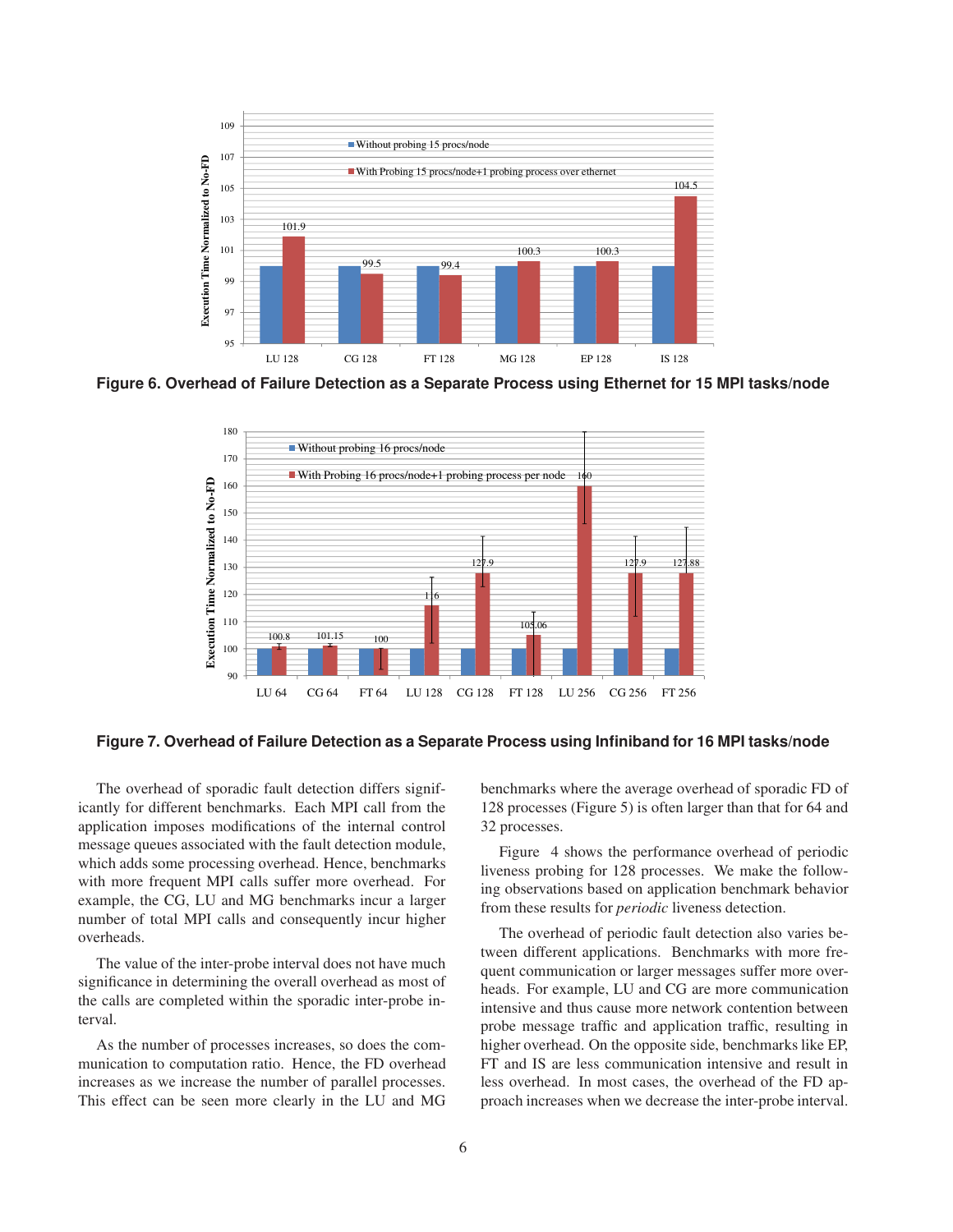Figure 6. Overhead of Failure Detection as a Separate Process using Ethernet for 15 MPI tasks/node

Figure 7. Overhead of Failure Detection as a Separate Process using Infiniband for 16 MPI tasks/node

The overhead of sporadic fault detection differs significantly for different benchmarks. Each MPI call from the application imposes modifications of the internal control message queues associated with the fault detection module, which adds some processing overhead. Hence, benchmarks with more frequent MPI calls suffer more overhead. For example, the CG, LU and MG benchmarks incur a larger number of total MPI calls and consequently incur higher overheads.

The value of the inter-probe interval does not have much significance in determining the overall overhead as most of the calls are completed within the sporadic inter-probe interval.

As the number of processes increases, so does the communication to computation ratio. Hence, the FD overhead increases as we increase the number of parallel processes. This effect can be seen more clearly in the LU and MG benchmarks where the average overhead of sporadic FD of 128 processes (Figure 5) is often larger than that for 64 and 32 processes.

Figure 4 shows the performance overhead of periodic liveness probing for 128 processes. We make the following observations based on application benchmark behavior from these results for *periodic* liveness detection.

The overhead of periodic fault detection also varies between different applications. Benchmarks with more frequent communication or larger messages suffer more overheads. For example, LU and CG are more communication intensive and thus cause more network contention between probe message traffic and application traffic, resulting in higher overhead. On the opposite side, benchmarks like EP, FT and IS are less communication intensive and result in less overhead. In most cases, the overhead of the FD approach increases when we decrease the inter-probe interval.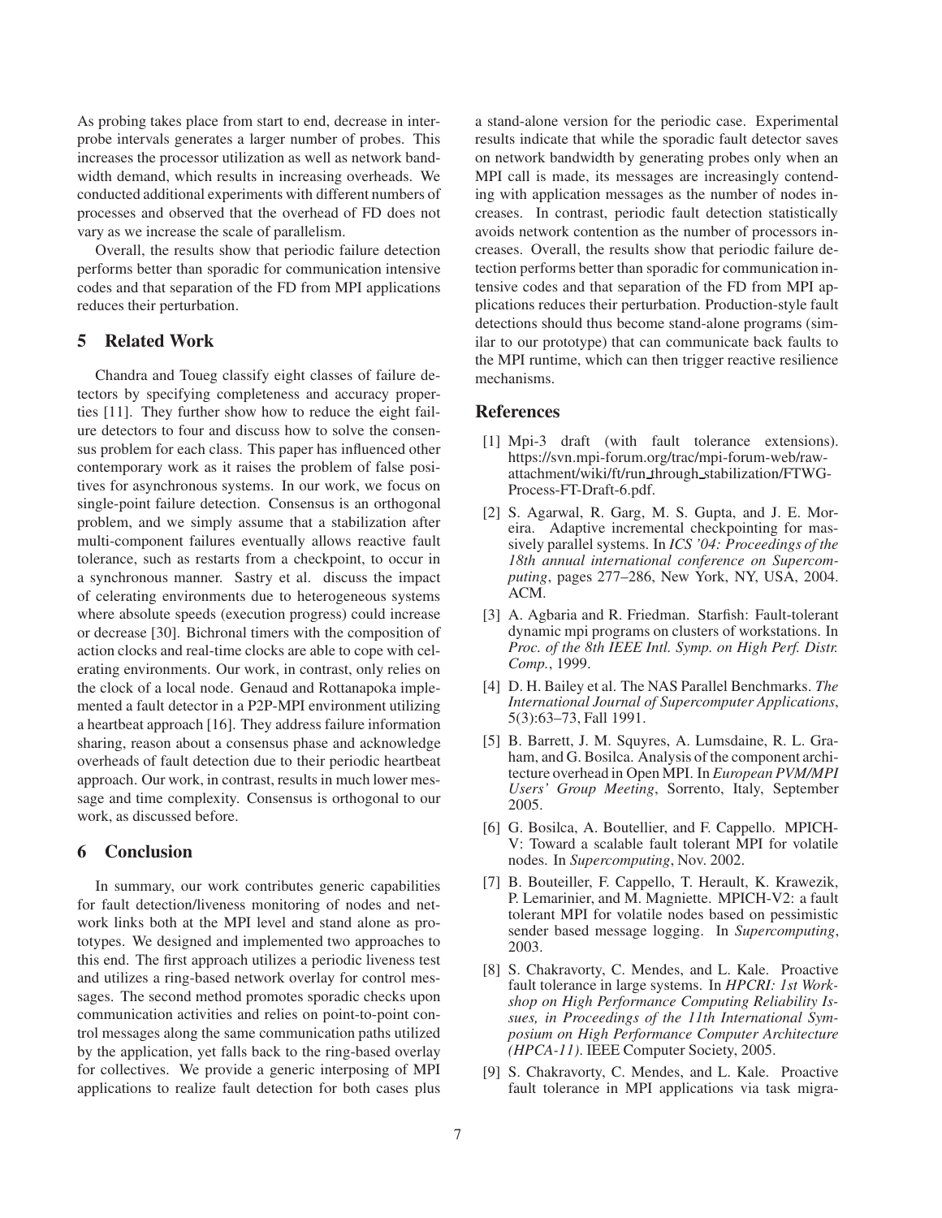As probing takes place from start to end, decrease in inter-probe intervals generates a larger number of probes. This increases the processor utilization as well as network bandwidth demand, which results in increasing overheads. We conducted additional experiments with different numbers of processes and observed that the overhead of FD does not vary as we increase the scale of parallelism.

Overall, the results show that periodic failure detection performs better than sporadic for communication intensive codes and that separation of the FD from MPI applications reduces their perturbation.

## 5 Related Work

Chandra and Toueg classify eight classes of failure detectors by specifying completeness and accuracy properties [11]. They further show how to reduce the eight failure detectors to four and discuss how to solve the consensus problem for each class. This paper has influenced other contemporary work as it raises the problem of false positives for asynchronous systems. In our work, we focus on single-point failure detection. Consensus is an orthogonal problem, and we simply assume that a stabilization after multi-component failures eventually allows reactive fault tolerance, such as restarts from a checkpoint, to occur in a synchronous manner. Sastry et al. discuss the impact of celerating environments due to heterogeneous systems where absolute speeds (execution progress) could increase or decrease [30]. Bichronal timers with the composition of action clocks and real-time clocks are able to cope with celerating environments. Our work, in contrast, only relies on the clock of a local node. Genaud and Rottanapoka implemented a fault detector in a P2P-MPI environment utilizing a heartbeat approach [16]. They address failure information sharing, reason about a consensus phase and acknowledge overheads of fault detection due to their periodic heartbeat approach. Our work, in contrast, results in much lower message and time complexity. Consensus is orthogonal to our work, as discussed before.

## 6 Conclusion

In summary, our work contributes generic capabilities for fault detection/liveness monitoring of nodes and network links both at the MPI level and stand alone as prototypes. We designed and implemented two approaches to this end. The first approach utilizes a periodic liveness test and utilizes a ring-based network overlay for control messages. The second method promotes sporadic checks upon communication activities and relies on point-to-point control messages along the same communication paths utilized by the application, yet falls back to the ring-based overlay for collectives. We provide a generic interposing of MPI applications to realize fault detection for both cases plus a stand-alone version for the periodic case. Experimental results indicate that while the sporadic fault detector saves on network bandwidth by generating probes only when an MPI call is made, its messages are increasingly contending with application messages as the number of nodes increases. In contrast, periodic fault detection statistically avoids network contention as the number of processors increases. Overall, the results show that periodic failure detection performs better than sporadic for communication intensive codes and that separation of the FD from MPI applications reduces their perturbation. Production-style fault detections should thus become stand-alone programs (similar to our prototype) that can communicate back faults to the MPI runtime, which can then trigger reactive resilience mechanisms.

## References

[1] Mpi-3 draft (with fault tolerance extensions). https://svn.mpi-forum.org/trac/mpi-forum-web/raw-attachment/wiki/ft/run_through_stabilization/FTWG-Process-FT-Draft-6.pdf.

[2] S. Agarwal, R. Garg, M. S. Gupta, and J. E. Moreira. Adaptive incremental checkpointing for massively parallel systems. In *ICS '04: Proceedings of the 18th annual international conference on Supercomputing*, pages 277–286, New York, NY, USA, 2004. ACM.

[3] A. Agbaria and R. Friedman. Starfish: Fault-tolerant dynamic mpi programs on clusters of workstations. In *Proc. of the 8th IEEE Intl. Symp. on High Perf. Distr. Comp.*, 1999.

[4] D. H. Bailey et al. The NAS Parallel Benchmarks. *The International Journal of Supercomputer Applications*, 5(3):63–73, Fall 1991.

[5] B. Barrett, J. M. Squyres, A. Lumsdaine, R. L. Graham, and G. Bosilca. Analysis of the component architecture overhead in Open MPI. In *European PVM/MPI Users' Group Meeting*, Sorrento, Italy, September 2005.

[6] G. Bosilca, A. Boutellier, and F. Cappello. MPICH-V: Toward a scalable fault tolerant MPI for volatile nodes. In *Supercomputing*, Nov. 2002.

[7] B. Bouteiller, F. Cappello, T. Herault, K. Krawezik, P. Lemarinier, and M. Magniette. MPICH-V2: a fault tolerant MPI for volatile nodes based on pessimistic sender based message logging. In *Supercomputing*, 2003.

[8] S. Chakravorty, C. Mendes, and L. Kale. Proactive fault tolerance in large systems. In *HPCRI: 1st Workshop on High Performance Computing Reliability Issues, in Proceedings of the 11th International Symposium on High Performance Computer Architecture (HPCA-11)*. IEEE Computer Society, 2005.

[9] S. Chakravorty, C. Mendes, and L. Kale. Proactive fault tolerance in MPI applications via task migra-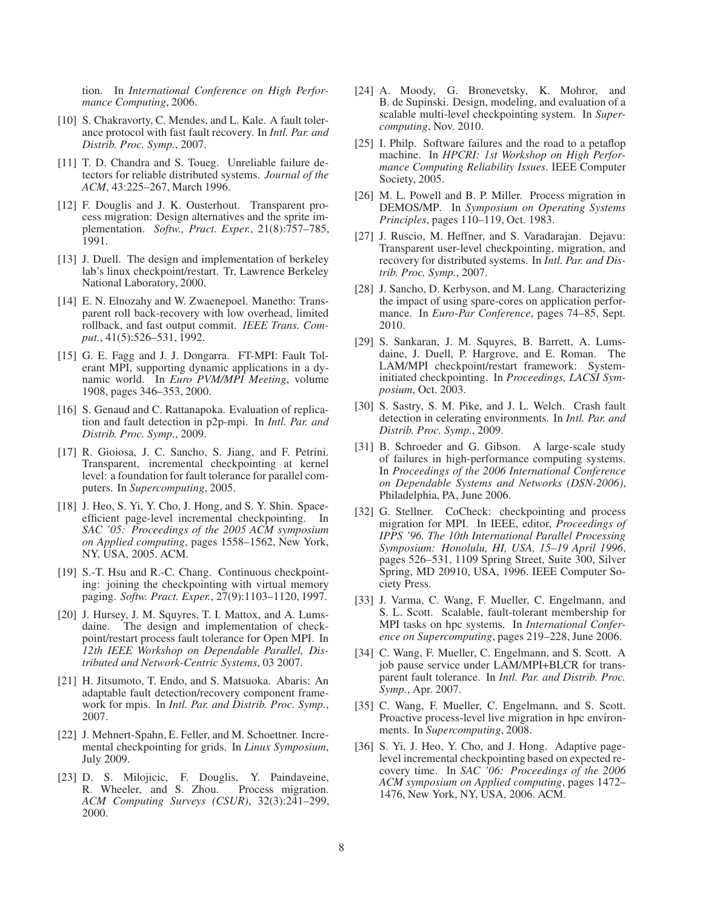tion. In *International Conference on High Performance Computing*, 2006.

[10] S. Chakravorty, C. Mendes, and L. Kale. A fault tolerance protocol with fast fault recovery. In *Intl. Par. and Distrib. Proc. Symp.*, 2007.

[11] T. D. Chandra and S. Toueg. Unreliable failure detectors for reliable distributed systems. *Journal of the ACM*, 43:225–267, March 1996.

[12] F. Douglis and J. K. Ousterhout. Transparent process migration: Design alternatives and the sprite implementation. *Softw., Pract. Exper.*, 21(8):757–785, 1991.

[13] J. Duell. The design and implementation of berkeley lab's linux checkpoint/restart. Tr, Lawrence Berkeley National Laboratory, 2000.

[14] E. N. Elnozahy and W. Zwaenepoel. Manetho: Transparent roll back-recovery with low overhead, limited rollback, and fast output commit. *IEEE Trans. Comput.*, 41(5):526–531, 1992.

[15] G. E. Fagg and J. J. Dongarra. FT-MPI: Fault Tolerant MPI, supporting dynamic applications in a dynamic world. In *Euro PVM/MPI Meeting*, volume 1908, pages 346–353, 2000.

[16] S. Genaud and C. Rattanapoka. Evaluation of replication and fault detection in p2p-mpi. In *Intl. Par. and Distrib. Proc. Symp.*, 2009.

[17] R. Gioiosa, J. C. Sancho, S. Jiang, and F. Petrini. Transparent, incremental checkpointing at kernel level: a foundation for fault tolerance for parallel computers. In *Supercomputing*, 2005.

[18] J. Heo, S. Yi, Y. Cho, J. Hong, and S. Y. Shin. Space-efficient page-level incremental checkpointing. In *SAC '05: Proceedings of the 2005 ACM symposium on Applied computing*, pages 1558–1562, New York, NY, USA, 2005. ACM.

[19] S.-T. Hsu and R.-C. Chang. Continuous checkpointing: joining the checkpointing with virtual memory paging. *Softw. Pract. Exper.*, 27(9):1103–1120, 1997.

[20] J. Hursey, J. M. Squyres, T. I. Mattox, and A. Lumsdaine. The design and implementation of checkpoint/restart process fault tolerance for Open MPI. In *12th IEEE Workshop on Dependable Parallel, Distributed and Network-Centric Systems*, 03 2007.

[21] H. Jitsumoto, T. Endo, and S. Matsuoka. Abaris: An adaptable fault detection/recovery component framework for mpis. In *Intl. Par. and Distrib. Proc. Symp.*, 2007.

[22] J. Mehnert-Spahn, E. Feller, and M. Schoettner. Incremental checkpointing for grids. In *Linux Symposium*, July 2009.

[23] D. S. Milojicic, F. Douglis, Y. Paindaveine, R. Wheeler, and S. Zhou. Process migration. *ACM Computing Surveys (CSUR)*, 32(3):241–299, 2000.

[24] A. Moody, G. Bronevetsky, K. Mohror, and B. de Supinski. Design, modeling, and evaluation of a scalable multi-level checkpointing system. In *Supercomputing*, Nov. 2010.

[25] I. Philp. Software failures and the road to a petaflop machine. In *HPCRI: 1st Workshop on High Performance Computing Reliability Issues*. IEEE Computer Society, 2005.

[26] M. L. Powell and B. P. Miller. Process migration in DEMOS/MP. In *Symposium on Operating Systems Principles*, pages 110–119, Oct. 1983.

[27] J. Ruscio, M. Heffner, and S. Varadarajan. Dejavu: Transparent user-level checkpointing, migration, and recovery for distributed systems. In *Intl. Par. and Distrib. Proc. Symp.*, 2007.

[28] J. Sancho, D. Kerbyson, and M. Lang. Characterizing the impact of using spare-cores on application performance. In *Euro-Par Conference*, pages 74–85, Sept. 2010.

[29] S. Sankaran, J. M. Squyres, B. Barrett, A. Lumsdaine, J. Duell, P. Hargrove, and E. Roman. The LAM/MPI checkpoint/restart framework: System-initiated checkpointing. In *Proceedings, LACSI Symposium*, Oct. 2003.

[30] S. Sastry, S. M. Pike, and J. L. Welch. Crash fault detection in celerating environments. In *Intl. Par. and Distrib. Proc. Symp.*, 2009.

[31] B. Schroeder and G. Gibson. A large-scale study of failures in high-performance computing systems. In *Proceedings of the 2006 International Conference on Dependable Systems and Networks (DSN-2006)*, Philadelphia, PA, June 2006.

[32] G. Stellner. CoCheck: checkpointing and process migration for MPI. In IEEE, editor, *Proceedings of IPPS '96. The 10th International Parallel Processing Symposium: Honolulu, HI, USA, 15–19 April 1996*, pages 526–531, 1109 Spring Street, Suite 300, Silver Spring, MD 20910, USA, 1996. IEEE Computer Society Press.

[33] J. Varma, C. Wang, F. Mueller, C. Engelmann, and S. L. Scott. Scalable, fault-tolerant membership for MPI tasks on hpc systems. In *International Conference on Supercomputing*, pages 219–228, June 2006.

[34] C. Wang, F. Mueller, C. Engelmann, and S. Scott. A job pause service under LAM/MPI+BLCR for transparent fault tolerance. In *Intl. Par. and Distrib. Proc. Symp.*, Apr. 2007.

[35] C. Wang, F. Mueller, C. Engelmann, and S. Scott. Proactive process-level live migration in hpc environments. In *Supercomputing*, 2008.

[36] S. Yi, J. Heo, Y. Cho, and J. Hong. Adaptive page-level incremental checkpointing based on expected recovery time. In *SAC '06: Proceedings of the 2006 ACM symposium on Applied computing*, pages 1472–1476, New York, NY, USA, 2006. ACM.